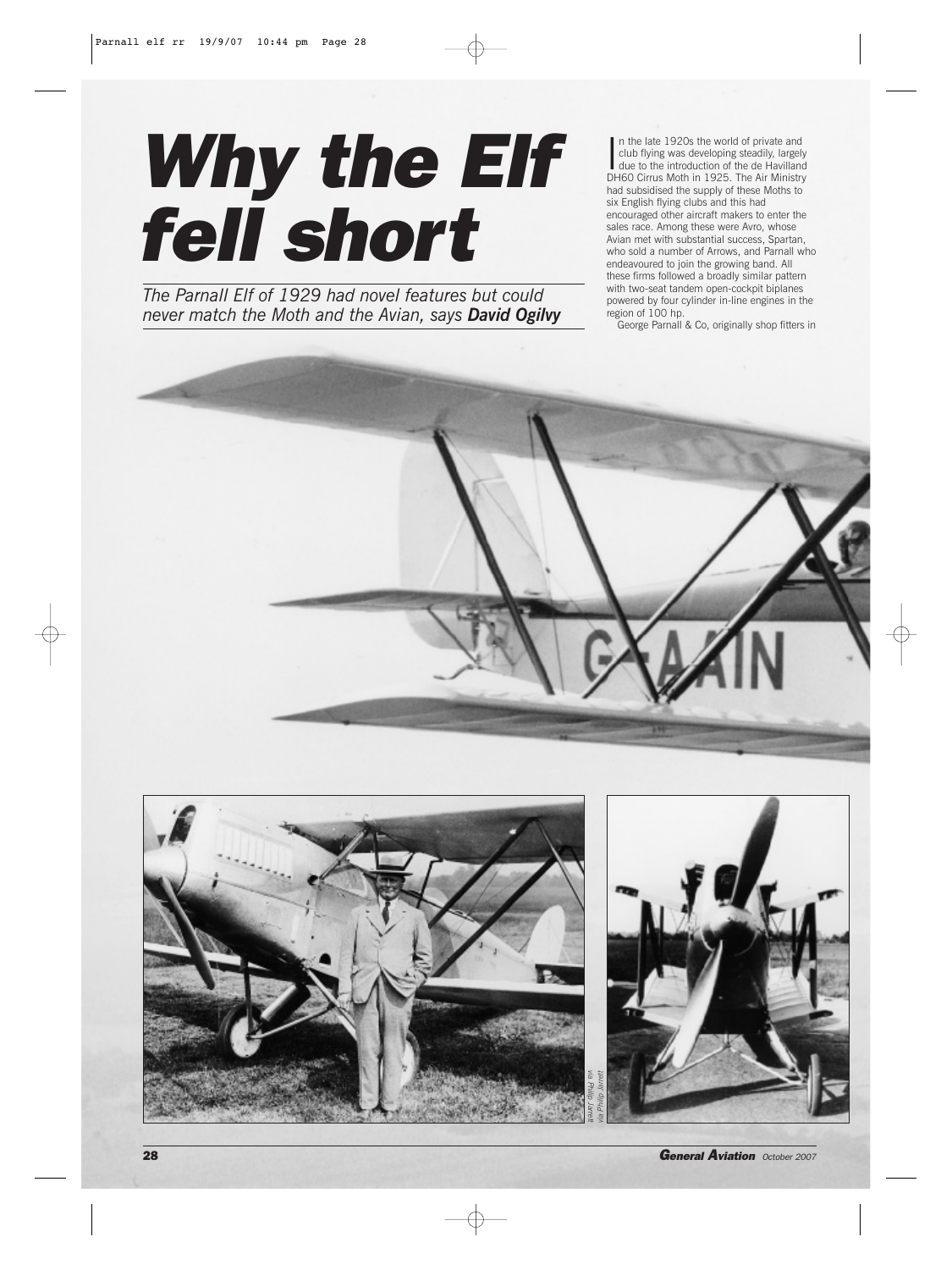# Why the Elf fell short

*The Parnall Elf of 1929 had novel features but could never match the Moth and the Avian, says **David Ogilvy***

In the late 1920s the world of private and club flying was developing steadily, largely due to the introduction of the de Havilland DH60 Cirrus Moth in 1925. The Air Ministry had subsidised the supply of these Moths to six English flying clubs and this had encouraged other aircraft makers to enter the sales race. Among these were Avro, whose Avian met with substantial success, Spartan, who sold a number of Arrows, and Parnall who endeavoured to join the growing band. All these firms followed a broadly similar pattern with two-seat tandem open-cockpit biplanes powered by four cylinder in-line engines in the region of 100 hp.

George Parnall & Co, originally shop fitters in

via Philip Jarrett

via Philip Jarrett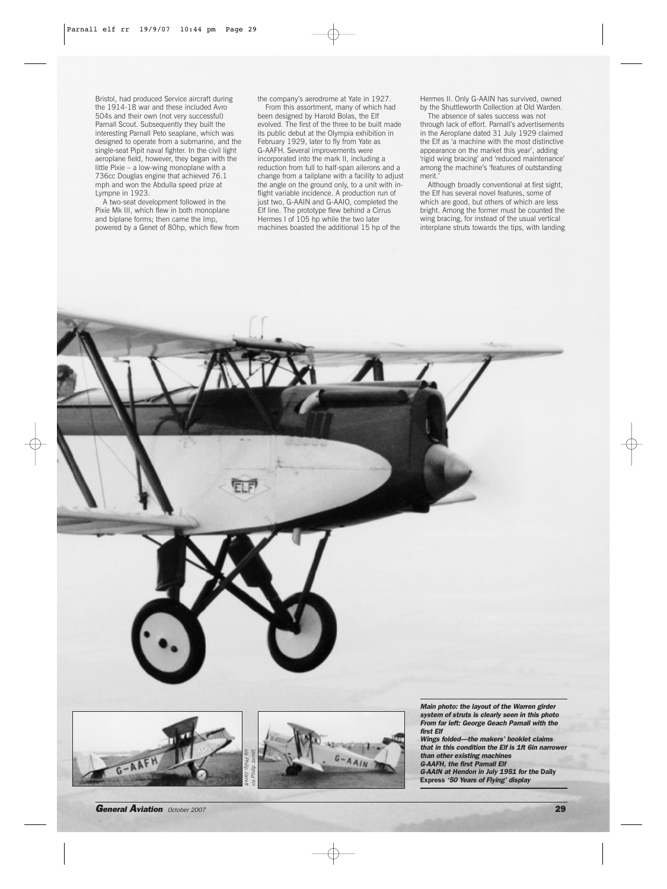Bristol, had produced Service aircraft during the 1914-18 war and these included Avro 504s and their own (not very successful) Parnall Scout. Subsequently they built the interesting Parnall Peto seaplane, which was designed to operate from a submarine, and the single-seat Pipit naval fighter. In the civil light aeroplane field, however, they began with the little Pixie – a low-wing monoplane with a 736cc Douglas engine that achieved 76.1 mph and won the Abdulla speed prize at Lympne in 1923.

A two-seat development followed in the Pixie Mk III, which flew in both monoplane and biplane forms; then came the Imp, powered by a Genet of 80hp, which flew from the company's aerodrome at Yate in 1927.

From this assortment, many of which had been designed by Harold Bolas, the Elf evolved. The first of the three to be built made its public debut at the Olympia exhibition in February 1929, later to fly from Yate as G-AAFH. Several improvements were incorporated into the mark II, including a reduction from full to half-span ailerons and a change from a tailplane with a facility to adjust the angle on the ground only, to a unit with in-flight variable incidence. A production run of just two, G-AAIN and G-AAIO, completed the Elf line. The prototype flew behind a Cirrus Hermes I of 105 hp while the two later machines boasted the additional 15 hp of the Hermes II. Only G-AAIN has survived, owned by the Shuttleworth Collection at Old Warden.

The absence of sales success was not through lack of effort. Parnall's advertisements in the Aeroplane dated 31 July 1929 claimed the Elf as 'a machine with the most distinctive appearance on the market this year', adding 'rigid wing bracing' and 'reduced maintenance' among the machine's 'features of outstanding merit.'

Although broadly conventional at first sight, the Elf has several novel features, some of which are good, but others of which are less bright. Among the former must be counted the wing bracing, for instead of the usual vertical interplane struts towards the tips, with landing

via Philip Jarrett

via Philip Jarrett

***Main photo: the layout of the Warren girder system of struts is clearly seen in this photo***
***From far left: George Geach Parnall with the first Elf***
***Wings folded—the makers' booklet claims that in this condition the Elf is 1ft 6in narrower than other existing machines***
***G-AAFH, the first Parnall Elf***
***G-AAIN at Hendon in July 1951 for the* Daily Express *'50 Years of Flying' display***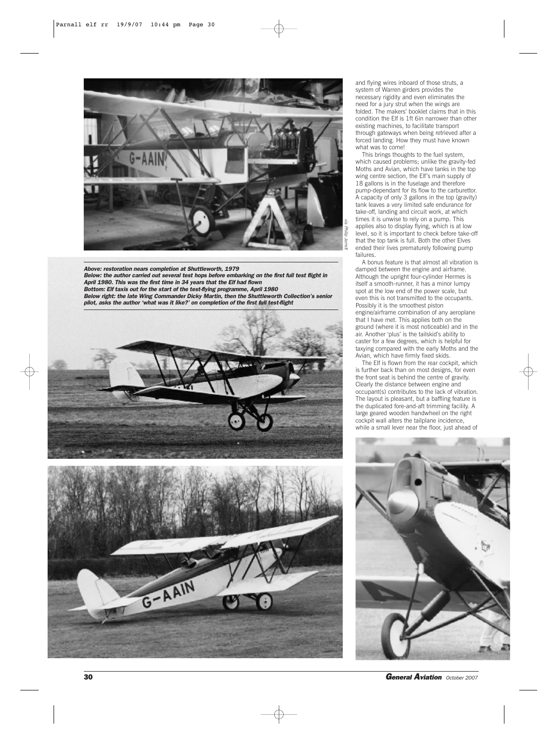***Above: restoration nears completion at Shuttleworth, 1979***
***Below: the author carried out several test hops before embarking on the first full test flight in April 1980. This was the first time in 34 years that the Elf had flown***
***Bottom: Elf taxis out for the start of the test-flying programme, April 1980***
***Below right: the late Wing Commander Dicky Martin, then the Shuttleworth Collection's senior pilot, asks the author 'what was it like?' on completion of the first full test-flight***

*via Philip Jarrett*

and flying wires inboard of those struts, a system of Warren girders provides the necessary rigidity and even eliminates the need for a jury strut when the wings are folded. The makers' booklet claims that in this condition the Elf is 1ft 6in narrower than other existing machines, to facilitate transport through gateways when being retrieved after a forced landing. How they must have known what was to come!

This brings thoughts to the fuel system, which caused problems; unlike the gravity-fed Moths and Avian, which have tanks in the top wing centre section, the Elf's main supply of 18 gallons is in the fuselage and therefore pump-dependant for its flow to the carburettor. A capacity of only 3 gallons in the top (gravity) tank leaves a very limited safe endurance for take-off, landing and circuit work, at which times it is unwise to rely on a pump. This applies also to display flying, which is at low level, so it is important to check before take-off that the top tank is full. Both the other Elves ended their lives prematurely following pump failures.

A bonus feature is that almost all vibration is damped between the engine and airframe. Although the upright four-cylinder Hermes is itself a smooth-runner, it has a minor lumpy spot at the low end of the power scale, but even this is not transmitted to the occupants. Possibly it is the smoothest piston engine/airframe combination of any aeroplane that I have met. This applies both on the ground (where it is most noticeable) and in the air. Another 'plus' is the tailskid's ability to caster for a few degrees, which is helpful for taxying compared with the early Moths and the Avian, which have firmly fixed skids.

The Elf is flown from the rear cockpit, which is further back than on most designs, for even the front seat is behind the centre of gravity. Clearly the distance between engine and occupant(s) contributes to the lack of vibration. The layout is pleasant, but a baffling feature is the duplicated fore-and-aft trimming facility. A large geared wooden handwheel on the right cockpit wall alters the tailplane incidence, while a small lever near the floor, just ahead of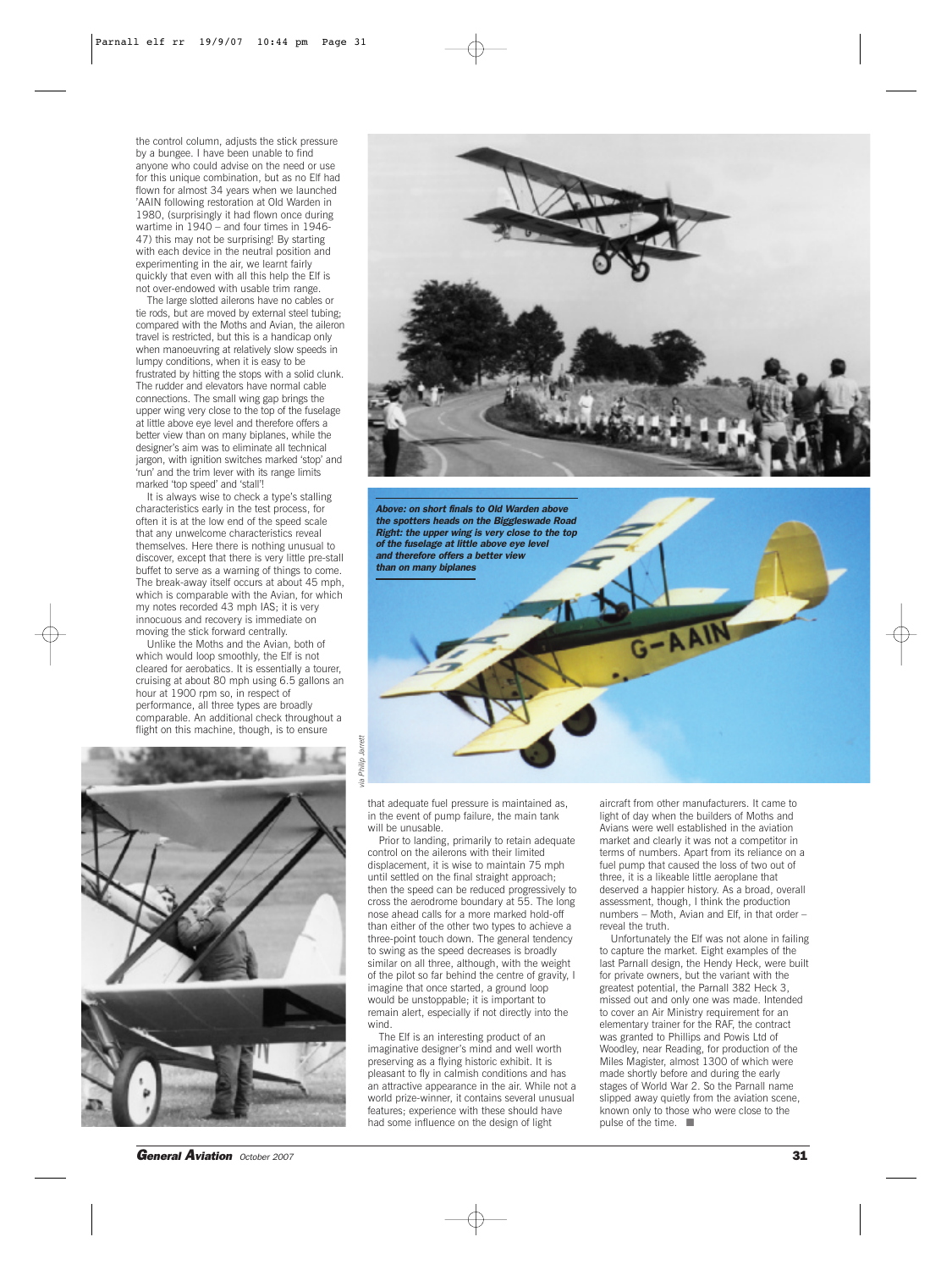the control column, adjusts the stick pressure by a bungee. I have been unable to find anyone who could advise on the need or use for this unique combination, but as no Elf had flown for almost 34 years when we launched 'AAIN following restoration at Old Warden in 1980, (surprisingly it had flown once during wartime in 1940 – and four times in 1946-47) this may not be surprising! By starting with each device in the neutral position and experimenting in the air, we learnt fairly quickly that even with all this help the Elf is not over-endowed with usable trim range.

The large slotted ailerons have no cables or tie rods, but are moved by external steel tubing; compared with the Moths and Avian, the aileron travel is restricted, but this is a handicap only when manoeuvring at relatively slow speeds in lumpy conditions, when it is easy to be frustrated by hitting the stops with a solid clunk. The rudder and elevators have normal cable connections. The small wing gap brings the upper wing very close to the top of the fuselage at little above eye level and therefore offers a better view than on many biplanes, while the designer's aim was to eliminate all technical jargon, with ignition switches marked 'stop' and 'run' and the trim lever with its range limits marked 'top speed' and 'stall'!

It is always wise to check a type's stalling characteristics early in the test process, for often it is at the low end of the speed scale that any unwelcome characteristics reveal themselves. Here there is nothing unusual to discover, except that there is very little pre-stall buffet to serve as a warning of things to come. The break-away itself occurs at about 45 mph, which is comparable with the Avian, for which my notes recorded 43 mph IAS; it is very innocuous and recovery is immediate on moving the stick forward centrally.

Unlike the Moths and the Avian, both of which would loop smoothly, the Elf is not cleared for aerobatics. It is essentially a tourer, cruising at about 80 mph using 6.5 gallons an hour at 1900 rpm so, in respect of performance, all three types are broadly comparable. An additional check throughout a flight on this machine, though, is to ensure that adequate fuel pressure is maintained as, in the event of pump failure, the main tank will be unusable.

Prior to landing, primarily to retain adequate control on the ailerons with their limited displacement, it is wise to maintain 75 mph until settled on the final straight approach; then the speed can be reduced progressively to cross the aerodrome boundary at 55. The long nose ahead calls for a more marked hold-off than either of the other two types to achieve a three-point touch down. The general tendency to swing as the speed decreases is broadly similar on all three, although, with the weight of the pilot so far behind the centre of gravity, I imagine that once started, a ground loop would be unstoppable; it is important to remain alert, especially if not directly into the wind.

The Elf is an interesting product of an imaginative designer's mind and well worth preserving as a flying historic exhibit. It is pleasant to fly in calmish conditions and has an attractive appearance in the air. While not a world prize-winner, it contains several unusual features; experience with these should have had some influence on the design of light aircraft from other manufacturers. It came to light of day when the builders of Moths and Avians were well established in the aviation market and clearly it was not a competitor in terms of numbers. Apart from its reliance on a fuel pump that caused the loss of two out of three, it is a likeable little aeroplane that deserved a happier history. As a broad, overall assessment, though, I think the production numbers – Moth, Avian and Elf, in that order – reveal the truth.

Unfortunately the Elf was not alone in failing to capture the market. Eight examples of the last Parnall design, the Hendy Heck, were built for private owners, but the variant with the greatest potential, the Parnall 382 Heck 3, missed out and only one was made. Intended to cover an Air Ministry requirement for an elementary trainer for the RAF, the contract was granted to Phillips and Powis Ltd of Woodley, near Reading, for production of the Miles Magister, almost 1300 of which were made shortly before and during the early stages of World War 2. So the Parnall name slipped away quietly from the aviation scene, known only to those who were close to the pulse of the time. ■

***Above: on short finals to Old Warden above the spotters heads on the Biggleswade Road***
***Right: the upper wing is very close to the top of the fuselage at little above eye level and therefore offers a better view than on many biplanes***

*via Philip Jarrett*